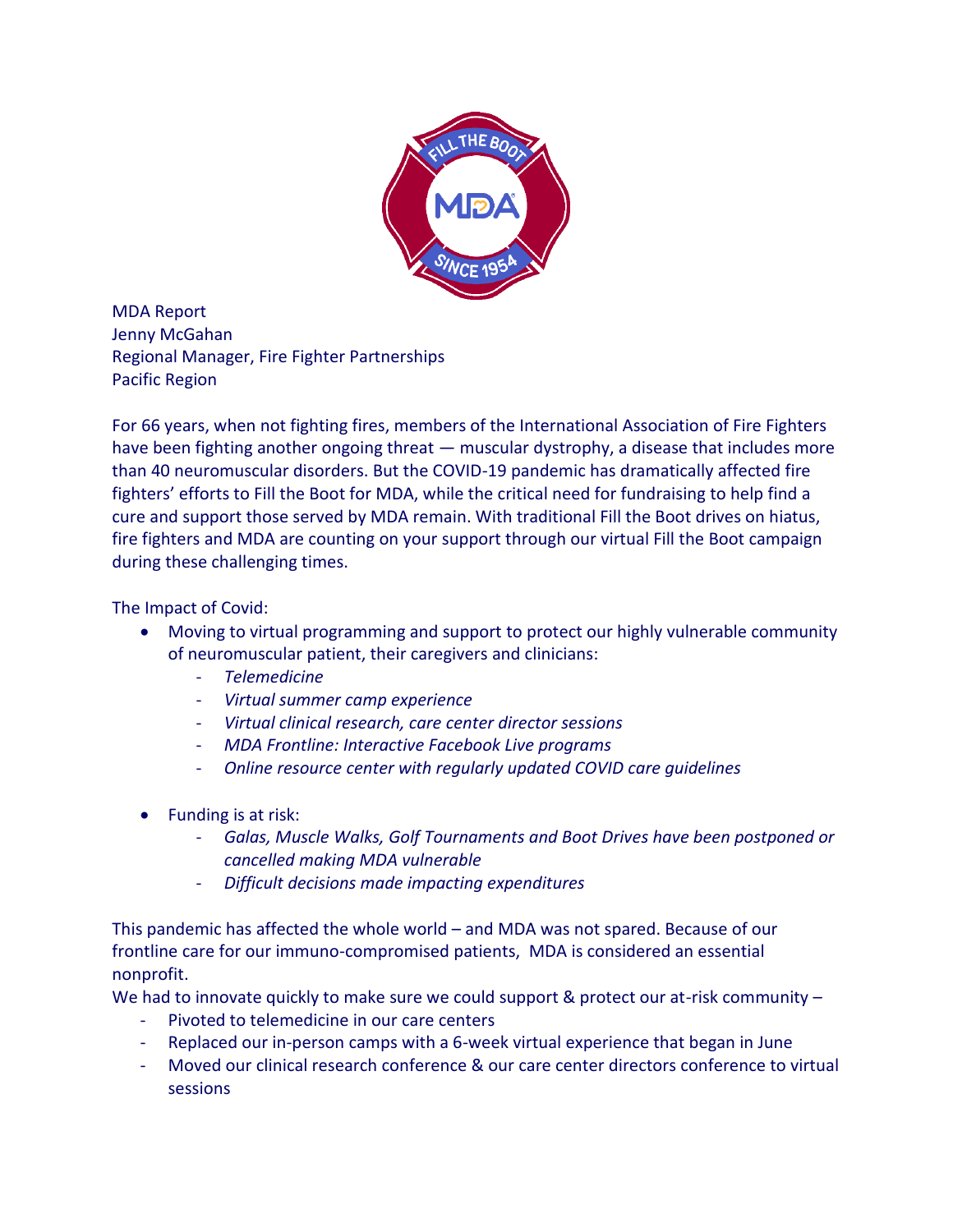MDA Report
Jenny McGahan
Regional Manager, Fire Fighter Partnerships
Pacific Region

For 66 years, when not fighting fires, members of the International Association of Fire Fighters have been fighting another ongoing threat — muscular dystrophy, a disease that includes more than 40 neuromuscular disorders. But the COVID-19 pandemic has dramatically affected fire fighters' efforts to Fill the Boot for MDA, while the critical need for fundraising to help find a cure and support those served by MDA remain. With traditional Fill the Boot drives on hiatus, fire fighters and MDA are counting on your support through our virtual Fill the Boot campaign during these challenging times.

The Impact of Covid:

- Moving to virtual programming and support to protect our highly vulnerable community of neuromuscular patient, their caregivers and clinicians:
  - *Telemedicine*
  - *Virtual summer camp experience*
  - *Virtual clinical research, care center director sessions*
  - *MDA Frontline: Interactive Facebook Live programs*
  - *Online resource center with regularly updated COVID care guidelines*

- Funding is at risk:
  - *Galas, Muscle Walks, Golf Tournaments and Boot Drives have been postponed or cancelled making MDA vulnerable*
  - *Difficult decisions made impacting expenditures*

This pandemic has affected the whole world – and MDA was not spared. Because of our frontline care for our immuno-compromised patients, MDA is considered an essential nonprofit.
We had to innovate quickly to make sure we could support & protect our at-risk community –

- Pivoted to telemedicine in our care centers
- Replaced our in-person camps with a 6-week virtual experience that began in June
- Moved our clinical research conference & our care center directors conference to virtual sessions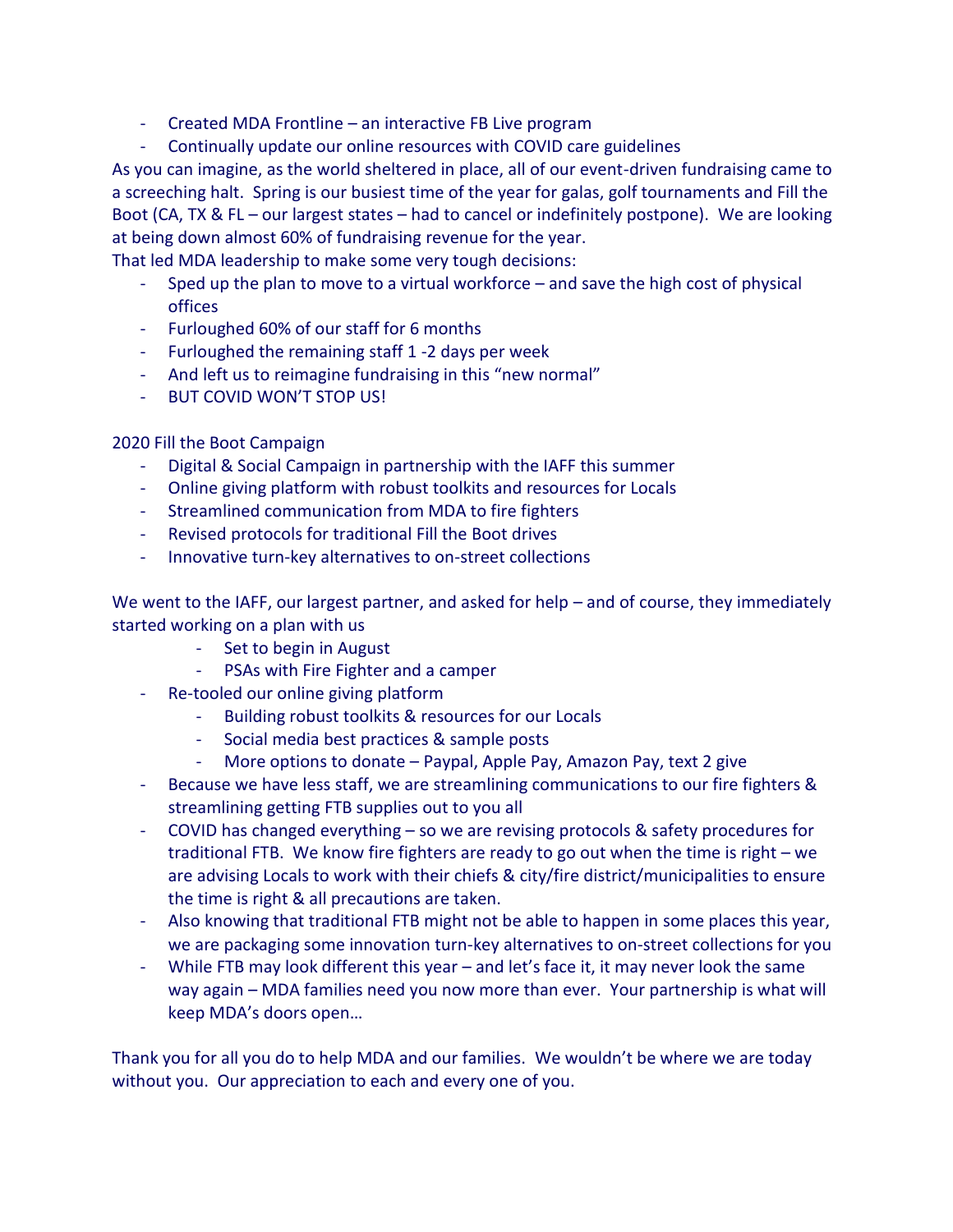- Created MDA Frontline – an interactive FB Live program
- Continually update our online resources with COVID care guidelines

As you can imagine, as the world sheltered in place, all of our event-driven fundraising came to a screeching halt. Spring is our busiest time of the year for galas, golf tournaments and Fill the Boot (CA, TX & FL – our largest states – had to cancel or indefinitely postpone). We are looking at being down almost 60% of fundraising revenue for the year.

That led MDA leadership to make some very tough decisions:

- Sped up the plan to move to a virtual workforce – and save the high cost of physical offices
- Furloughed 60% of our staff for 6 months
- Furloughed the remaining staff 1 -2 days per week
- And left us to reimagine fundraising in this "new normal"
- BUT COVID WON'T STOP US!

2020 Fill the Boot Campaign

- Digital & Social Campaign in partnership with the IAFF this summer
- Online giving platform with robust toolkits and resources for Locals
- Streamlined communication from MDA to fire fighters
- Revised protocols for traditional Fill the Boot drives
- Innovative turn-key alternatives to on-street collections

We went to the IAFF, our largest partner, and asked for help – and of course, they immediately started working on a plan with us

  - Set to begin in August
  - PSAs with Fire Fighter and a camper
- Re-tooled our online giving platform
  - Building robust toolkits & resources for our Locals
  - Social media best practices & sample posts
  - More options to donate – Paypal, Apple Pay, Amazon Pay, text 2 give
- Because we have less staff, we are streamlining communications to our fire fighters & streamlining getting FTB supplies out to you all
- COVID has changed everything – so we are revising protocols & safety procedures for traditional FTB. We know fire fighters are ready to go out when the time is right – we are advising Locals to work with their chiefs & city/fire district/municipalities to ensure the time is right & all precautions are taken.
- Also knowing that traditional FTB might not be able to happen in some places this year, we are packaging some innovation turn-key alternatives to on-street collections for you
- While FTB may look different this year – and let's face it, it may never look the same way again – MDA families need you now more than ever. Your partnership is what will keep MDA's doors open…

Thank you for all you do to help MDA and our families. We wouldn't be where we are today without you. Our appreciation to each and every one of you.